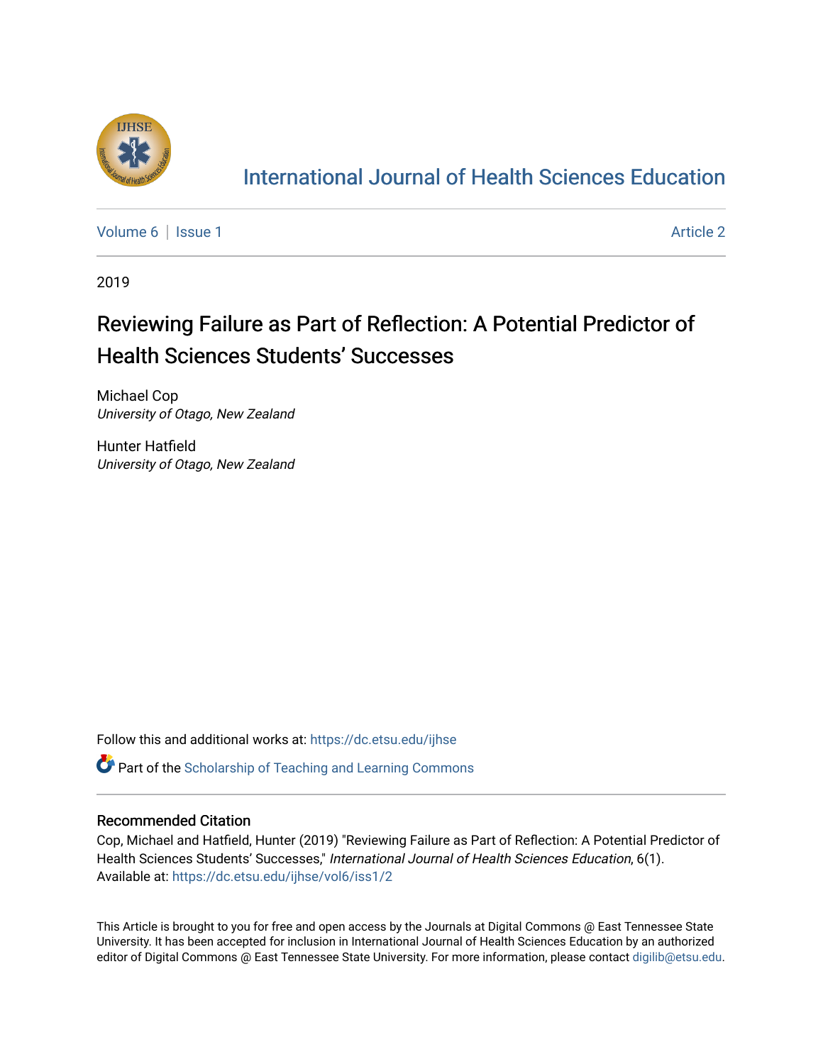# International Journal of Health Sciences Education

Volume 6 | Issue 1 — Article 2

2019

## Reviewing Failure as Part of Reflection: A Potential Predictor of Health Sciences Students' Successes

Michael Cop
*University of Otago, New Zealand*

Hunter Hatfield
*University of Otago, New Zealand*

Follow this and additional works at: https://dc.etsu.edu/ijhse

Part of the Scholarship of Teaching and Learning Commons

### Recommended Citation

Cop, Michael and Hatfield, Hunter (2019) "Reviewing Failure as Part of Reflection: A Potential Predictor of Health Sciences Students' Successes," *International Journal of Health Sciences Education*, 6(1).
Available at: https://dc.etsu.edu/ijhse/vol6/iss1/2

This Article is brought to you for free and open access by the Journals at Digital Commons @ East Tennessee State University. It has been accepted for inclusion in International Journal of Health Sciences Education by an authorized editor of Digital Commons @ East Tennessee State University. For more information, please contact digilib@etsu.edu.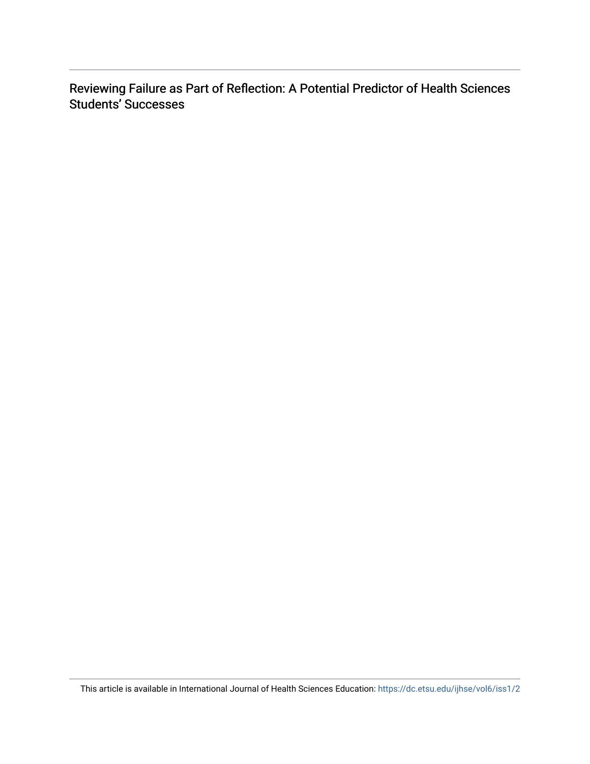Reviewing Failure as Part of Reflection: A Potential Predictor of Health Sciences Students' Successes

This article is available in International Journal of Health Sciences Education: https://dc.etsu.edu/ijhse/vol6/iss1/2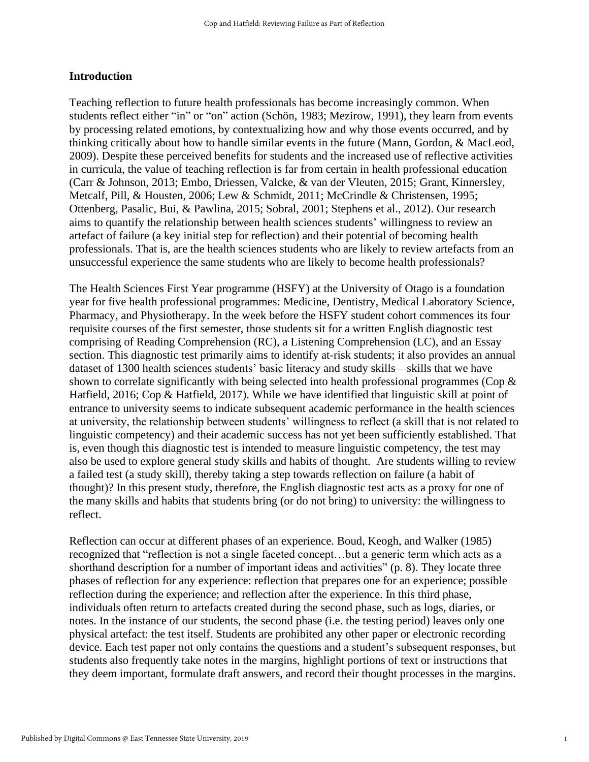## Introduction

Teaching reflection to future health professionals has become increasingly common. When students reflect either "in" or "on" action (Schön, 1983; Mezirow, 1991), they learn from events by processing related emotions, by contextualizing how and why those events occurred, and by thinking critically about how to handle similar events in the future (Mann, Gordon, & MacLeod, 2009). Despite these perceived benefits for students and the increased use of reflective activities in curricula, the value of teaching reflection is far from certain in health professional education (Carr & Johnson, 2013; Embo, Driessen, Valcke, & van der Vleuten, 2015; Grant, Kinnersley, Metcalf, Pill, & Housten, 2006; Lew & Schmidt, 2011; McCrindle & Christensen, 1995; Ottenberg, Pasalic, Bui, & Pawlina, 2015; Sobral, 2001; Stephens et al., 2012). Our research aims to quantify the relationship between health sciences students' willingness to review an artefact of failure (a key initial step for reflection) and their potential of becoming health professionals. That is, are the health sciences students who are likely to review artefacts from an unsuccessful experience the same students who are likely to become health professionals?

The Health Sciences First Year programme (HSFY) at the University of Otago is a foundation year for five health professional programmes: Medicine, Dentistry, Medical Laboratory Science, Pharmacy, and Physiotherapy. In the week before the HSFY student cohort commences its four requisite courses of the first semester, those students sit for a written English diagnostic test comprising of Reading Comprehension (RC), a Listening Comprehension (LC), and an Essay section. This diagnostic test primarily aims to identify at-risk students; it also provides an annual dataset of 1300 health sciences students' basic literacy and study skills—skills that we have shown to correlate significantly with being selected into health professional programmes (Cop & Hatfield, 2016; Cop & Hatfield, 2017). While we have identified that linguistic skill at point of entrance to university seems to indicate subsequent academic performance in the health sciences at university, the relationship between students' willingness to reflect (a skill that is not related to linguistic competency) and their academic success has not yet been sufficiently established. That is, even though this diagnostic test is intended to measure linguistic competency, the test may also be used to explore general study skills and habits of thought. Are students willing to review a failed test (a study skill), thereby taking a step towards reflection on failure (a habit of thought)? In this present study, therefore, the English diagnostic test acts as a proxy for one of the many skills and habits that students bring (or do not bring) to university: the willingness to reflect.

Reflection can occur at different phases of an experience. Boud, Keogh, and Walker (1985) recognized that "reflection is not a single faceted concept…but a generic term which acts as a shorthand description for a number of important ideas and activities" (p. 8). They locate three phases of reflection for any experience: reflection that prepares one for an experience; possible reflection during the experience; and reflection after the experience. In this third phase, individuals often return to artefacts created during the second phase, such as logs, diaries, or notes. In the instance of our students, the second phase (i.e. the testing period) leaves only one physical artefact: the test itself. Students are prohibited any other paper or electronic recording device. Each test paper not only contains the questions and a student's subsequent responses, but students also frequently take notes in the margins, highlight portions of text or instructions that they deem important, formulate draft answers, and record their thought processes in the margins.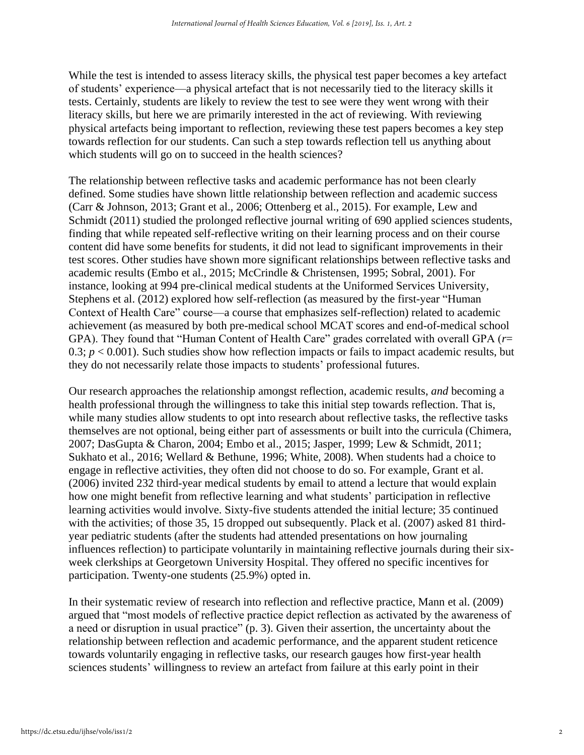While the test is intended to assess literacy skills, the physical test paper becomes a key artefact of students' experience—a physical artefact that is not necessarily tied to the literacy skills it tests. Certainly, students are likely to review the test to see were they went wrong with their literacy skills, but here we are primarily interested in the act of reviewing. With reviewing physical artefacts being important to reflection, reviewing these test papers becomes a key step towards reflection for our students. Can such a step towards reflection tell us anything about which students will go on to succeed in the health sciences?

The relationship between reflective tasks and academic performance has not been clearly defined. Some studies have shown little relationship between reflection and academic success (Carr & Johnson, 2013; Grant et al., 2006; Ottenberg et al., 2015). For example, Lew and Schmidt (2011) studied the prolonged reflective journal writing of 690 applied sciences students, finding that while repeated self-reflective writing on their learning process and on their course content did have some benefits for students, it did not lead to significant improvements in their test scores. Other studies have shown more significant relationships between reflective tasks and academic results (Embo et al., 2015; McCrindle & Christensen, 1995; Sobral, 2001). For instance, looking at 994 pre-clinical medical students at the Uniformed Services University, Stephens et al. (2012) explored how self-reflection (as measured by the first-year "Human Context of Health Care" course—a course that emphasizes self-reflection) related to academic achievement (as measured by both pre-medical school MCAT scores and end-of-medical school GPA). They found that "Human Content of Health Care" grades correlated with overall GPA ($r$= 0.3; $p < 0.001$). Such studies show how reflection impacts or fails to impact academic results, but they do not necessarily relate those impacts to students' professional futures.

Our research approaches the relationship amongst reflection, academic results, *and* becoming a health professional through the willingness to take this initial step towards reflection. That is, while many studies allow students to opt into research about reflective tasks, the reflective tasks themselves are not optional, being either part of assessments or built into the curricula (Chimera, 2007; DasGupta & Charon, 2004; Embo et al., 2015; Jasper, 1999; Lew & Schmidt, 2011; Sukhato et al., 2016; Wellard & Bethune, 1996; White, 2008). When students had a choice to engage in reflective activities, they often did not choose to do so. For example, Grant et al. (2006) invited 232 third-year medical students by email to attend a lecture that would explain how one might benefit from reflective learning and what students' participation in reflective learning activities would involve. Sixty-five students attended the initial lecture; 35 continued with the activities; of those 35, 15 dropped out subsequently. Plack et al. (2007) asked 81 third-year pediatric students (after the students had attended presentations on how journaling influences reflection) to participate voluntarily in maintaining reflective journals during their six-week clerkships at Georgetown University Hospital. They offered no specific incentives for participation. Twenty-one students (25.9%) opted in.

In their systematic review of research into reflection and reflective practice, Mann et al. (2009) argued that "most models of reflective practice depict reflection as activated by the awareness of a need or disruption in usual practice" (p. 3). Given their assertion, the uncertainty about the relationship between reflection and academic performance, and the apparent student reticence towards voluntarily engaging in reflective tasks, our research gauges how first-year health sciences students' willingness to review an artefact from failure at this early point in their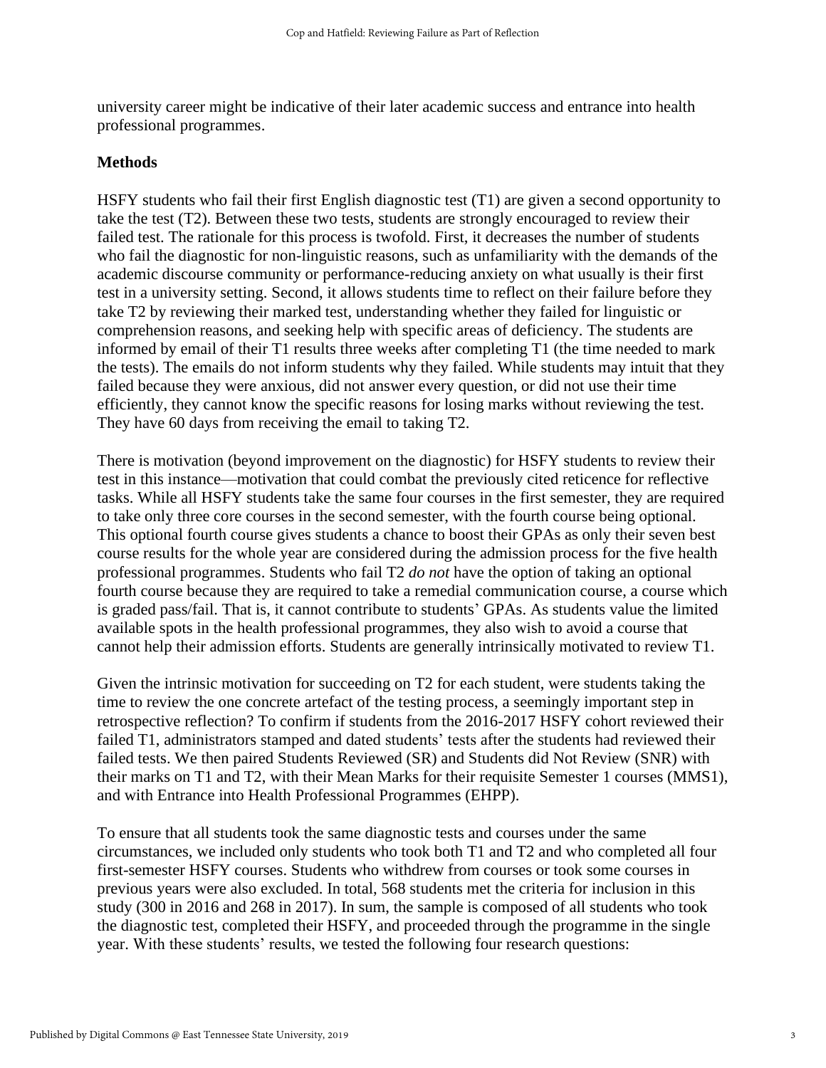university career might be indicative of their later academic success and entrance into health professional programmes.

## Methods

HSFY students who fail their first English diagnostic test (T1) are given a second opportunity to take the test (T2). Between these two tests, students are strongly encouraged to review their failed test. The rationale for this process is twofold. First, it decreases the number of students who fail the diagnostic for non-linguistic reasons, such as unfamiliarity with the demands of the academic discourse community or performance-reducing anxiety on what usually is their first test in a university setting. Second, it allows students time to reflect on their failure before they take T2 by reviewing their marked test, understanding whether they failed for linguistic or comprehension reasons, and seeking help with specific areas of deficiency. The students are informed by email of their T1 results three weeks after completing T1 (the time needed to mark the tests). The emails do not inform students why they failed. While students may intuit that they failed because they were anxious, did not answer every question, or did not use their time efficiently, they cannot know the specific reasons for losing marks without reviewing the test. They have 60 days from receiving the email to taking T2.

There is motivation (beyond improvement on the diagnostic) for HSFY students to review their test in this instance—motivation that could combat the previously cited reticence for reflective tasks. While all HSFY students take the same four courses in the first semester, they are required to take only three core courses in the second semester, with the fourth course being optional. This optional fourth course gives students a chance to boost their GPAs as only their seven best course results for the whole year are considered during the admission process for the five health professional programmes. Students who fail T2 *do not* have the option of taking an optional fourth course because they are required to take a remedial communication course, a course which is graded pass/fail. That is, it cannot contribute to students' GPAs. As students value the limited available spots in the health professional programmes, they also wish to avoid a course that cannot help their admission efforts. Students are generally intrinsically motivated to review T1.

Given the intrinsic motivation for succeeding on T2 for each student, were students taking the time to review the one concrete artefact of the testing process, a seemingly important step in retrospective reflection? To confirm if students from the 2016-2017 HSFY cohort reviewed their failed T1, administrators stamped and dated students' tests after the students had reviewed their failed tests. We then paired Students Reviewed (SR) and Students did Not Review (SNR) with their marks on T1 and T2, with their Mean Marks for their requisite Semester 1 courses (MMS1), and with Entrance into Health Professional Programmes (EHPP).

To ensure that all students took the same diagnostic tests and courses under the same circumstances, we included only students who took both T1 and T2 and who completed all four first-semester HSFY courses. Students who withdrew from courses or took some courses in previous years were also excluded. In total, 568 students met the criteria for inclusion in this study (300 in 2016 and 268 in 2017). In sum, the sample is composed of all students who took the diagnostic test, completed their HSFY, and proceeded through the programme in the single year. With these students' results, we tested the following four research questions: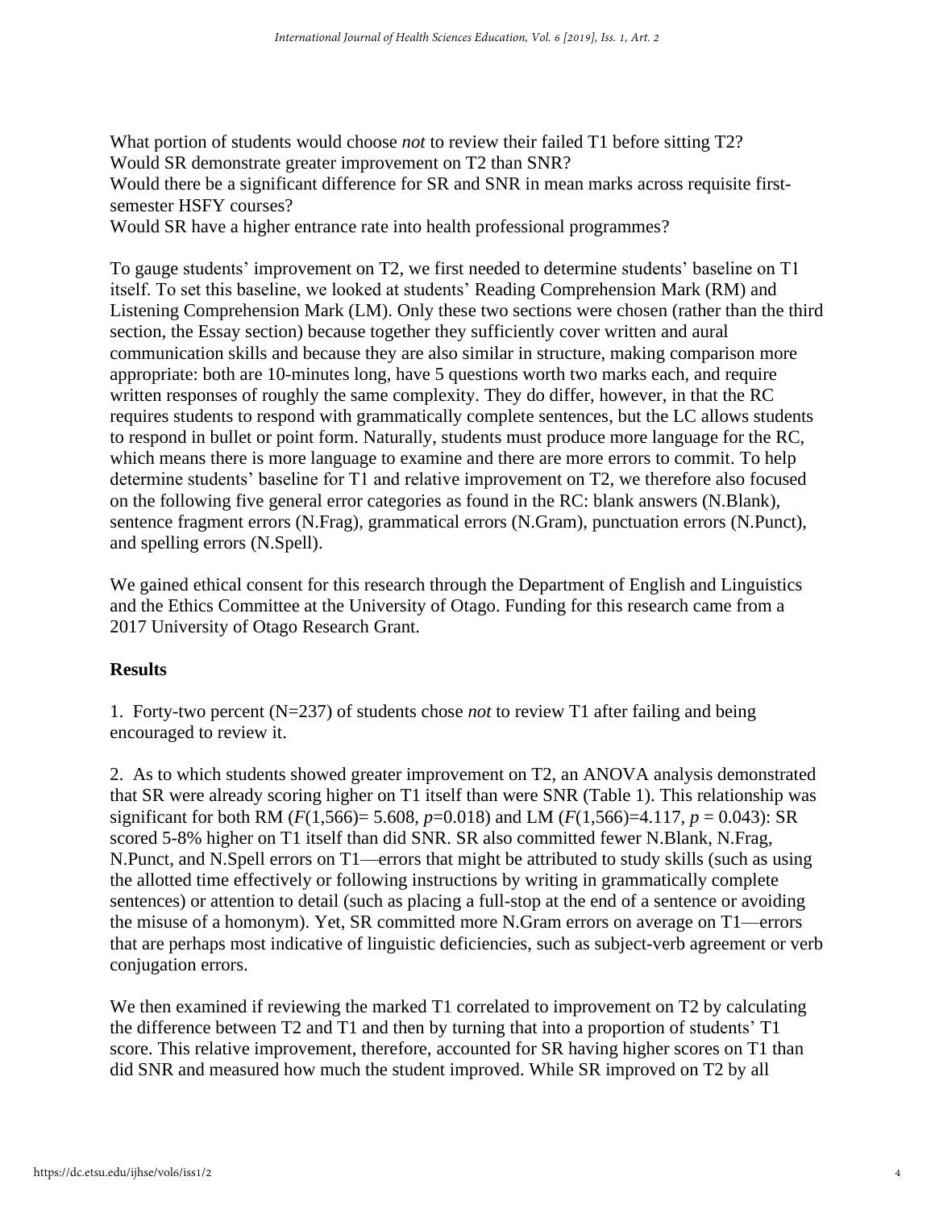What portion of students would choose *not* to review their failed T1 before sitting T2?
Would SR demonstrate greater improvement on T2 than SNR?
Would there be a significant difference for SR and SNR in mean marks across requisite first-semester HSFY courses?
Would SR have a higher entrance rate into health professional programmes?

To gauge students' improvement on T2, we first needed to determine students' baseline on T1 itself. To set this baseline, we looked at students' Reading Comprehension Mark (RM) and Listening Comprehension Mark (LM). Only these two sections were chosen (rather than the third section, the Essay section) because together they sufficiently cover written and aural communication skills and because they are also similar in structure, making comparison more appropriate: both are 10-minutes long, have 5 questions worth two marks each, and require written responses of roughly the same complexity. They do differ, however, in that the RC requires students to respond with grammatically complete sentences, but the LC allows students to respond in bullet or point form. Naturally, students must produce more language for the RC, which means there is more language to examine and there are more errors to commit. To help determine students' baseline for T1 and relative improvement on T2, we therefore also focused on the following five general error categories as found in the RC: blank answers (N.Blank), sentence fragment errors (N.Frag), grammatical errors (N.Gram), punctuation errors (N.Punct), and spelling errors (N.Spell).

We gained ethical consent for this research through the Department of English and Linguistics and the Ethics Committee at the University of Otago. Funding for this research came from a 2017 University of Otago Research Grant.

**Results**

1. Forty-two percent (N=237) of students chose *not* to review T1 after failing and being encouraged to review it.

2. As to which students showed greater improvement on T2, an ANOVA analysis demonstrated that SR were already scoring higher on T1 itself than were SNR (Table 1). This relationship was significant for both RM ($F(1,566) = 5.608$, $p=0.018$) and LM ($F(1,566)=4.117$, $p = 0.043$): SR scored 5-8% higher on T1 itself than did SNR. SR also committed fewer N.Blank, N.Frag, N.Punct, and N.Spell errors on T1—errors that might be attributed to study skills (such as using the allotted time effectively or following instructions by writing in grammatically complete sentences) or attention to detail (such as placing a full-stop at the end of a sentence or avoiding the misuse of a homonym). Yet, SR committed more N.Gram errors on average on T1—errors that are perhaps most indicative of linguistic deficiencies, such as subject-verb agreement or verb conjugation errors.

We then examined if reviewing the marked T1 correlated to improvement on T2 by calculating the difference between T2 and T1 and then by turning that into a proportion of students' T1 score. This relative improvement, therefore, accounted for SR having higher scores on T1 than did SNR and measured how much the student improved. While SR improved on T2 by all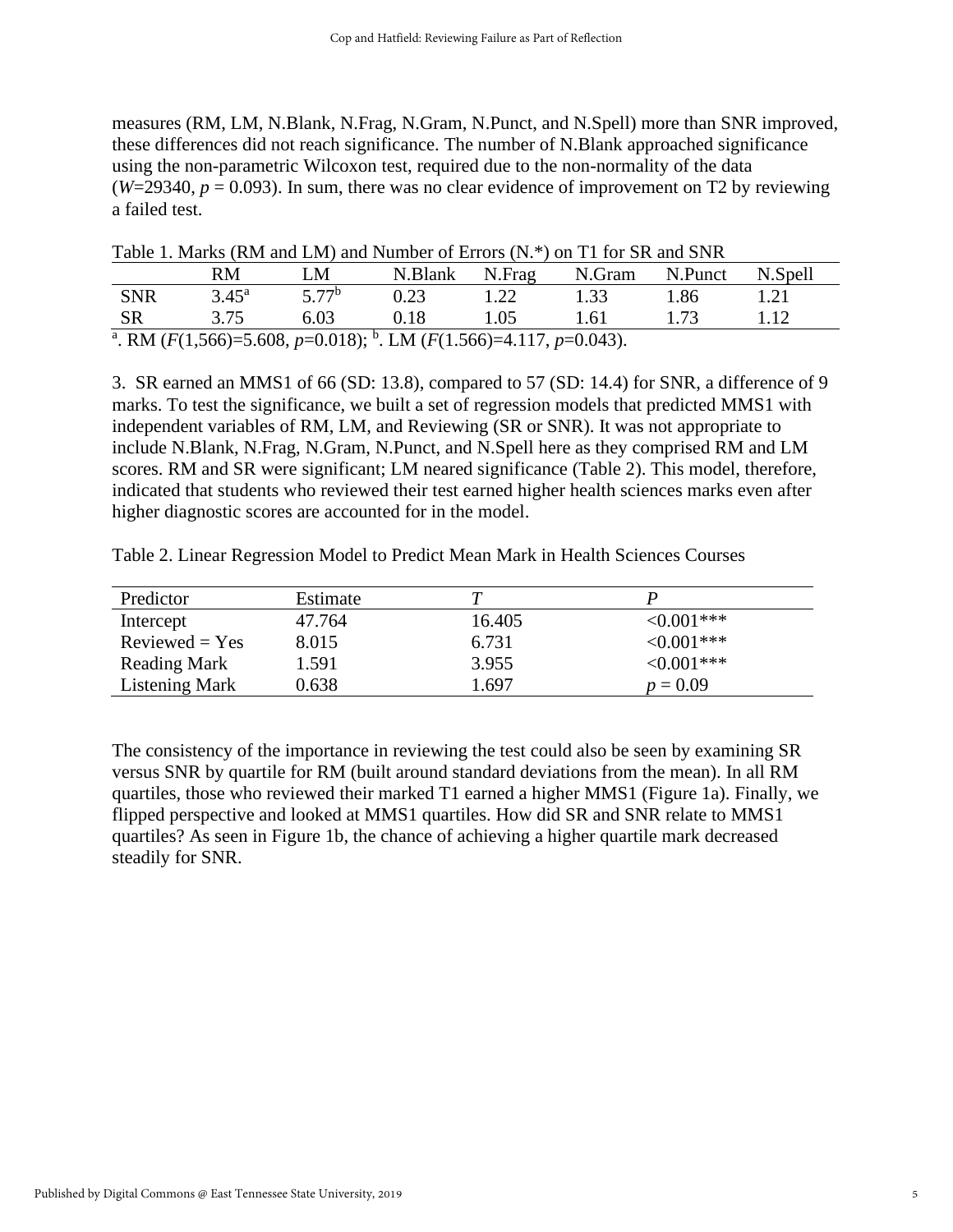measures (RM, LM, N.Blank, N.Frag, N.Gram, N.Punct, and N.Spell) more than SNR improved, these differences did not reach significance. The number of N.Blank approached significance using the non-parametric Wilcoxon test, required due to the non-normality of the data ($W$=29340, $p$ = 0.093). In sum, there was no clear evidence of improvement on T2 by reviewing a failed test.

Table 1. Marks (RM and LM) and Number of Errors (N.*) on T1 for SR and SNR

| | RM | LM | N.Blank | N.Frag | N.Gram | N.Punct | N.Spell |
|---|---|---|---|---|---|---|---|
| SNR | 3.45[a] | 5.77[b] | 0.23 | 1.22 | 1.33 | 1.86 | 1.21 |
| SR | 3.75 | 6.03 | 0.18 | 1.05 | 1.61 | 1.73 | 1.12 |

[a]. RM ($F$(1,566)=5.608, $p$=0.018); [b]. LM ($F$(1.566)=4.117, $p$=0.043).

3. SR earned an MMS1 of 66 (SD: 13.8), compared to 57 (SD: 14.4) for SNR, a difference of 9 marks. To test the significance, we built a set of regression models that predicted MMS1 with independent variables of RM, LM, and Reviewing (SR or SNR). It was not appropriate to include N.Blank, N.Frag, N.Gram, N.Punct, and N.Spell here as they comprised RM and LM scores. RM and SR were significant; LM neared significance (Table 2). This model, therefore, indicated that students who reviewed their test earned higher health sciences marks even after higher diagnostic scores are accounted for in the model.

Table 2. Linear Regression Model to Predict Mean Mark in Health Sciences Courses

| Predictor | Estimate | $T$ | $P$ |
|---|---|---|---|
| Intercept | 47.764 | 16.405 | <0.001*** |
| Reviewed = Yes | 8.015 | 6.731 | <0.001*** |
| Reading Mark | 1.591 | 3.955 | <0.001*** |
| Listening Mark | 0.638 | 1.697 | $p$ = 0.09 |

The consistency of the importance in reviewing the test could also be seen by examining SR versus SNR by quartile for RM (built around standard deviations from the mean). In all RM quartiles, those who reviewed their marked T1 earned a higher MMS1 (Figure 1a). Finally, we flipped perspective and looked at MMS1 quartiles. How did SR and SNR relate to MMS1 quartiles? As seen in Figure 1b, the chance of achieving a higher quartile mark decreased steadily for SNR.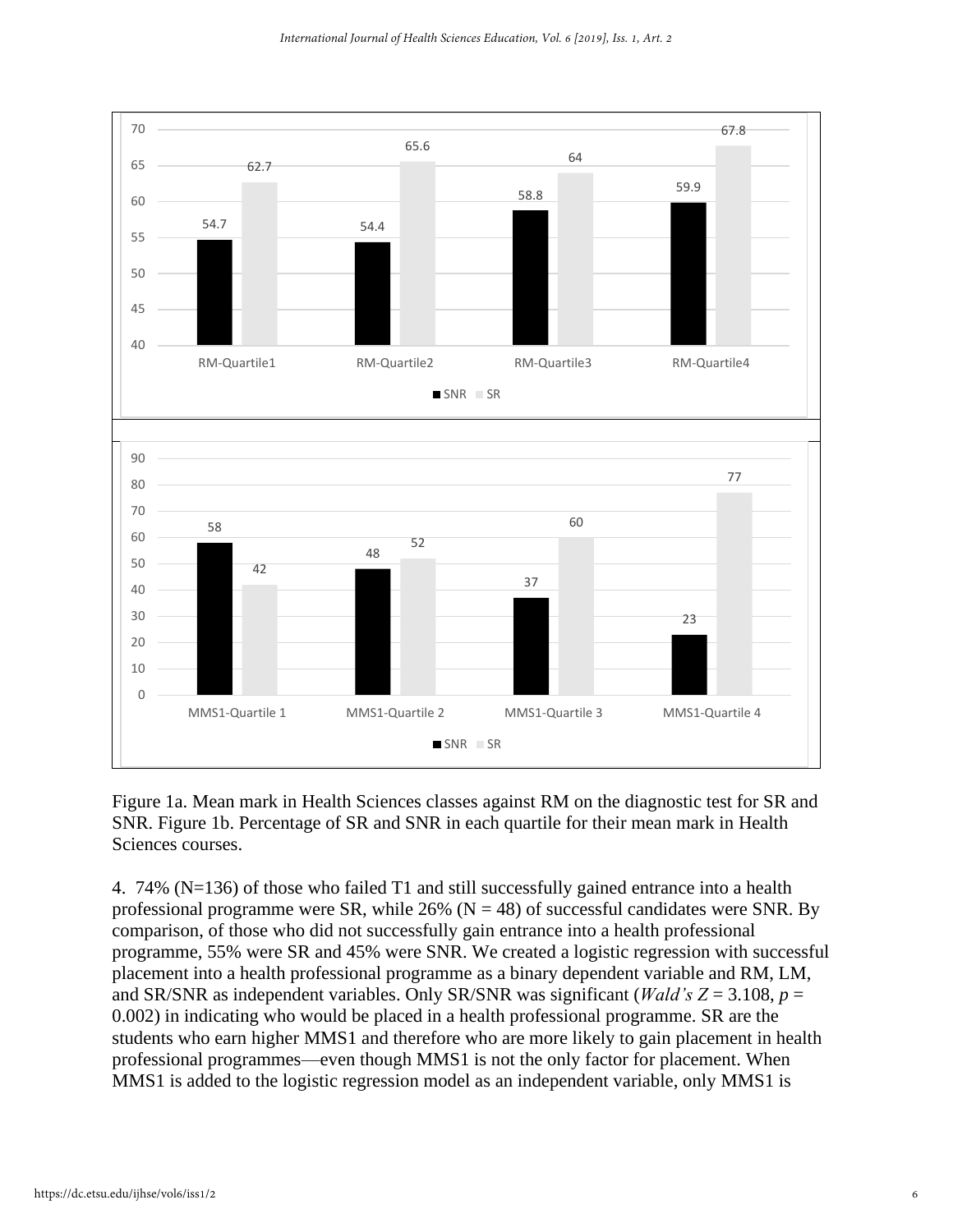Figure 1a. Mean mark in Health Sciences classes against RM on the diagnostic test for SR and SNR. Figure 1b. Percentage of SR and SNR in each quartile for their mean mark in Health Sciences courses.

4. 74% (N=136) of those who failed T1 and still successfully gained entrance into a health professional programme were SR, while 26% (N = 48) of successful candidates were SNR. By comparison, of those who did not successfully gain entrance into a health professional programme, 55% were SR and 45% were SNR. We created a logistic regression with successful placement into a health professional programme as a binary dependent variable and RM, LM, and SR/SNR as independent variables. Only SR/SNR was significant (*Wald's Z* = 3.108, $p$ = 0.002) in indicating who would be placed in a health professional programme. SR are the students who earn higher MMS1 and therefore who are more likely to gain placement in health professional programmes—even though MMS1 is not the only factor for placement. When MMS1 is added to the logistic regression model as an independent variable, only MMS1 is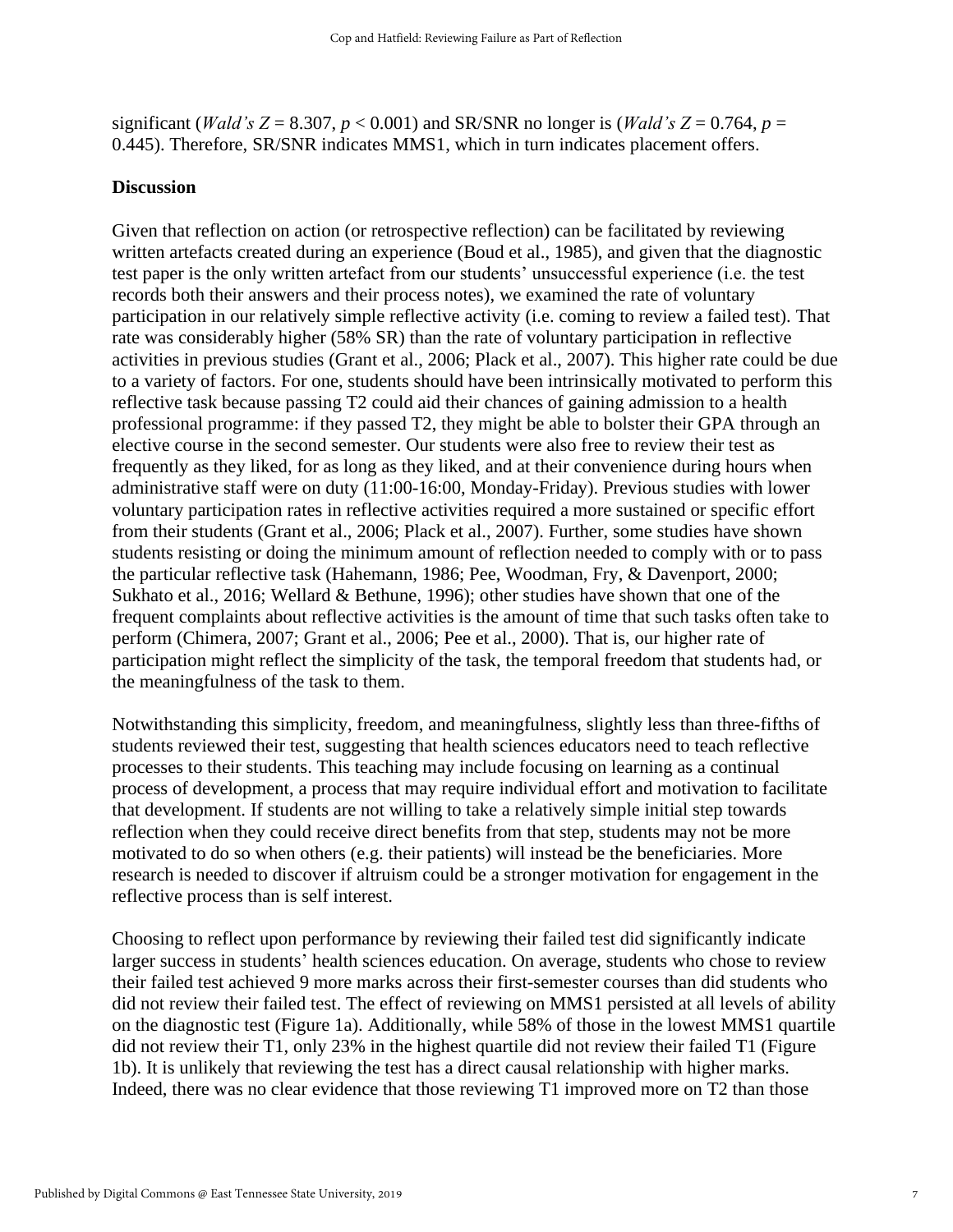significant (*Wald's Z* = 8.307, $p < 0.001$) and SR/SNR no longer is (*Wald's Z* = 0.764, $p$ = 0.445). Therefore, SR/SNR indicates MMS1, which in turn indicates placement offers.

## Discussion

Given that reflection on action (or retrospective reflection) can be facilitated by reviewing written artefacts created during an experience (Boud et al., 1985), and given that the diagnostic test paper is the only written artefact from our students' unsuccessful experience (i.e. the test records both their answers and their process notes), we examined the rate of voluntary participation in our relatively simple reflective activity (i.e. coming to review a failed test). That rate was considerably higher (58% SR) than the rate of voluntary participation in reflective activities in previous studies (Grant et al., 2006; Plack et al., 2007). This higher rate could be due to a variety of factors. For one, students should have been intrinsically motivated to perform this reflective task because passing T2 could aid their chances of gaining admission to a health professional programme: if they passed T2, they might be able to bolster their GPA through an elective course in the second semester. Our students were also free to review their test as frequently as they liked, for as long as they liked, and at their convenience during hours when administrative staff were on duty (11:00-16:00, Monday-Friday). Previous studies with lower voluntary participation rates in reflective activities required a more sustained or specific effort from their students (Grant et al., 2006; Plack et al., 2007). Further, some studies have shown students resisting or doing the minimum amount of reflection needed to comply with or to pass the particular reflective task (Hahemann, 1986; Pee, Woodman, Fry, & Davenport, 2000; Sukhato et al., 2016; Wellard & Bethune, 1996); other studies have shown that one of the frequent complaints about reflective activities is the amount of time that such tasks often take to perform (Chimera, 2007; Grant et al., 2006; Pee et al., 2000). That is, our higher rate of participation might reflect the simplicity of the task, the temporal freedom that students had, or the meaningfulness of the task to them.

Notwithstanding this simplicity, freedom, and meaningfulness, slightly less than three-fifths of students reviewed their test, suggesting that health sciences educators need to teach reflective processes to their students. This teaching may include focusing on learning as a continual process of development, a process that may require individual effort and motivation to facilitate that development. If students are not willing to take a relatively simple initial step towards reflection when they could receive direct benefits from that step, students may not be more motivated to do so when others (e.g. their patients) will instead be the beneficiaries. More research is needed to discover if altruism could be a stronger motivation for engagement in the reflective process than is self interest.

Choosing to reflect upon performance by reviewing their failed test did significantly indicate larger success in students' health sciences education. On average, students who chose to review their failed test achieved 9 more marks across their first-semester courses than did students who did not review their failed test. The effect of reviewing on MMS1 persisted at all levels of ability on the diagnostic test (Figure 1a). Additionally, while 58% of those in the lowest MMS1 quartile did not review their T1, only 23% in the highest quartile did not review their failed T1 (Figure 1b). It is unlikely that reviewing the test has a direct causal relationship with higher marks. Indeed, there was no clear evidence that those reviewing T1 improved more on T2 than those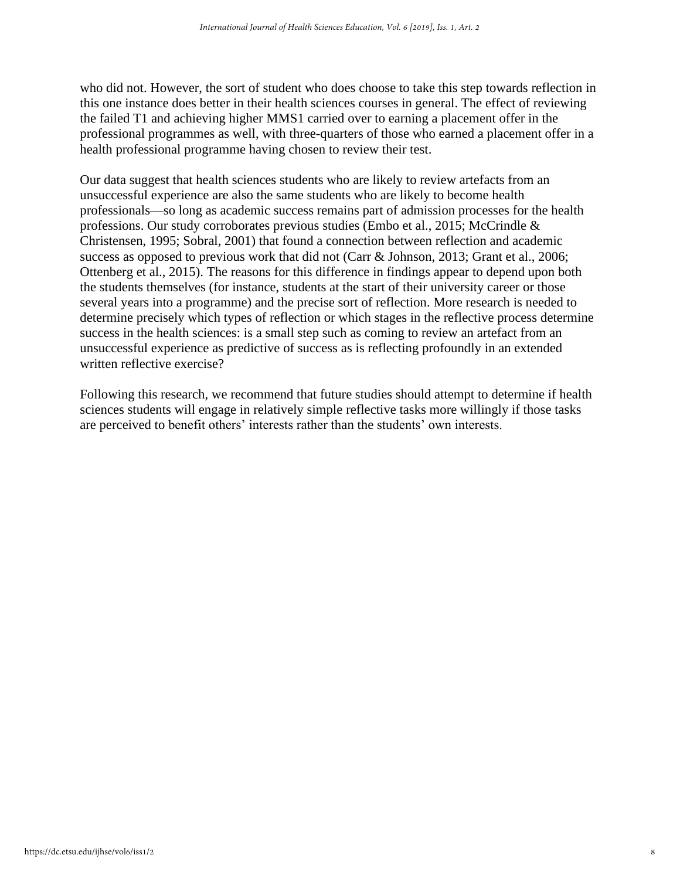who did not. However, the sort of student who does choose to take this step towards reflection in this one instance does better in their health sciences courses in general. The effect of reviewing the failed T1 and achieving higher MMS1 carried over to earning a placement offer in the professional programmes as well, with three-quarters of those who earned a placement offer in a health professional programme having chosen to review their test.

Our data suggest that health sciences students who are likely to review artefacts from an unsuccessful experience are also the same students who are likely to become health professionals—so long as academic success remains part of admission processes for the health professions. Our study corroborates previous studies (Embo et al., 2015; McCrindle & Christensen, 1995; Sobral, 2001) that found a connection between reflection and academic success as opposed to previous work that did not (Carr & Johnson, 2013; Grant et al., 2006; Ottenberg et al., 2015). The reasons for this difference in findings appear to depend upon both the students themselves (for instance, students at the start of their university career or those several years into a programme) and the precise sort of reflection. More research is needed to determine precisely which types of reflection or which stages in the reflective process determine success in the health sciences: is a small step such as coming to review an artefact from an unsuccessful experience as predictive of success as is reflecting profoundly in an extended written reflective exercise?

Following this research, we recommend that future studies should attempt to determine if health sciences students will engage in relatively simple reflective tasks more willingly if those tasks are perceived to benefit others' interests rather than the students' own interests.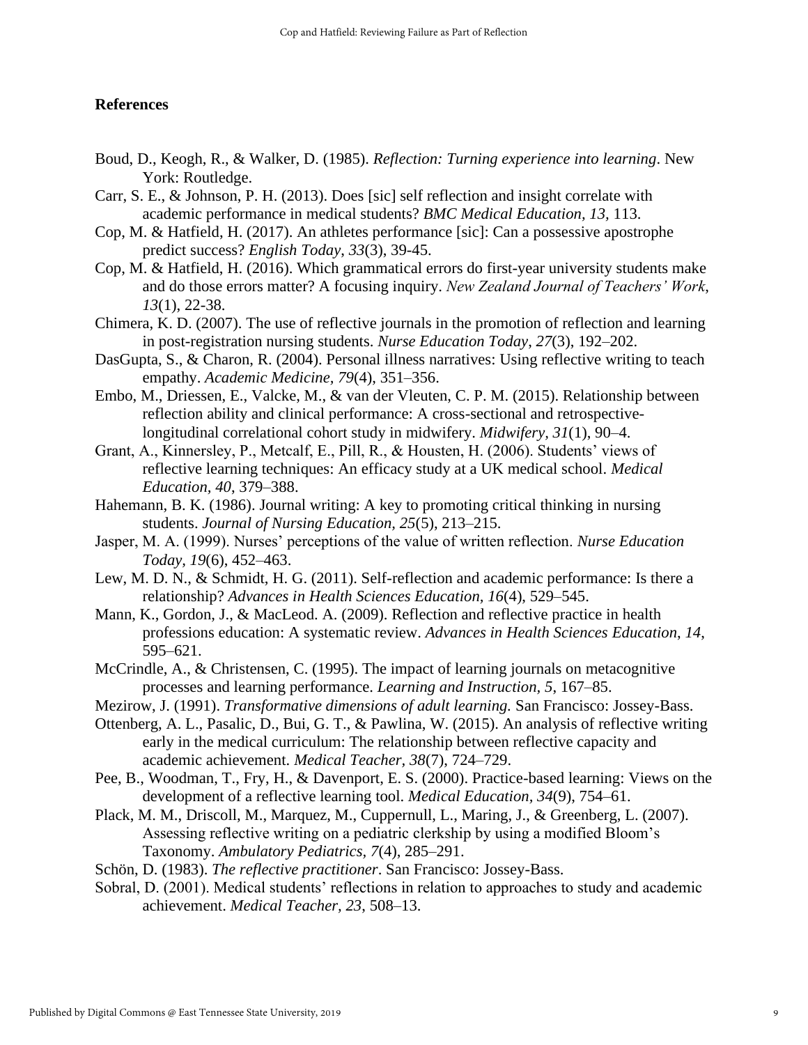## References

Boud, D., Keogh, R., & Walker, D. (1985). *Reflection: Turning experience into learning*. New York: Routledge.

Carr, S. E., & Johnson, P. H. (2013). Does [sic] self reflection and insight correlate with academic performance in medical students? *BMC Medical Education, 13*, 113.

Cop, M. & Hatfield, H. (2017). An athletes performance [sic]: Can a possessive apostrophe predict success? *English Today*, *33*(3), 39-45.

Cop, M. & Hatfield, H. (2016). Which grammatical errors do first-year university students make and do those errors matter? A focusing inquiry. *New Zealand Journal of Teachers' Work*, *13*(1), 22-38.

Chimera, K. D. (2007). The use of reflective journals in the promotion of reflection and learning in post-registration nursing students. *Nurse Education Today*, *27*(3), 192–202.

DasGupta, S., & Charon, R. (2004). Personal illness narratives: Using reflective writing to teach empathy. *Academic Medicine, 79*(4), 351–356.

Embo, M., Driessen, E., Valcke, M., & van der Vleuten, C. P. M. (2015). Relationship between reflection ability and clinical performance: A cross-sectional and retrospective-longitudinal correlational cohort study in midwifery. *Midwifery, 31*(1), 90–4.

Grant, A., Kinnersley, P., Metcalf, E., Pill, R., & Housten, H. (2006). Students' views of reflective learning techniques: An efficacy study at a UK medical school. *Medical Education, 40*, 379–388.

Hahemann, B. K. (1986). Journal writing: A key to promoting critical thinking in nursing students. *Journal of Nursing Education, 25*(5), 213–215.

Jasper, M. A. (1999). Nurses' perceptions of the value of written reflection. *Nurse Education Today, 19*(6), 452–463.

Lew, M. D. N., & Schmidt, H. G. (2011). Self-reflection and academic performance: Is there a relationship? *Advances in Health Sciences Education, 16*(4), 529–545.

Mann, K., Gordon, J., & MacLeod. A. (2009). Reflection and reflective practice in health professions education: A systematic review. *Advances in Health Sciences Education*, *14*, 595–621.

McCrindle, A., & Christensen, C. (1995). The impact of learning journals on metacognitive processes and learning performance. *Learning and Instruction*, *5*, 167–85.

Mezirow, J. (1991). *Transformative dimensions of adult learning.* San Francisco: Jossey-Bass.

Ottenberg, A. L., Pasalic, D., Bui, G. T., & Pawlina, W. (2015). An analysis of reflective writing early in the medical curriculum: The relationship between reflective capacity and academic achievement. *Medical Teacher, 38*(7), 724–729.

Pee, B., Woodman, T., Fry, H., & Davenport, E. S. (2000). Practice-based learning: Views on the development of a reflective learning tool. *Medical Education*, *34*(9), 754–61.

Plack, M. M., Driscoll, M., Marquez, M., Cuppernull, L., Maring, J., & Greenberg, L. (2007). Assessing reflective writing on a pediatric clerkship by using a modified Bloom's Taxonomy. *Ambulatory Pediatrics, 7*(4), 285–291.

Schön, D. (1983). *The reflective practitioner*. San Francisco: Jossey-Bass.

Sobral, D. (2001). Medical students' reflections in relation to approaches to study and academic achievement. *Medical Teacher, 23*, 508–13.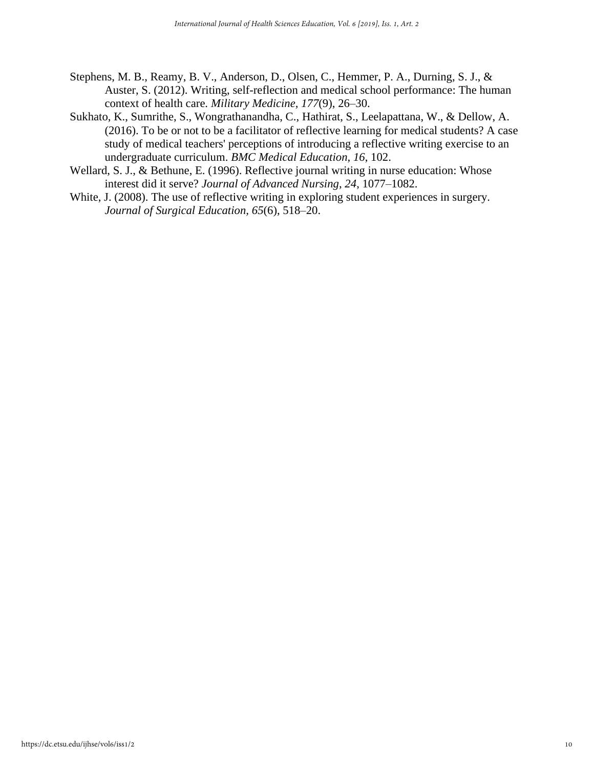Stephens, M. B., Reamy, B. V., Anderson, D., Olsen, C., Hemmer, P. A., Durning, S. J., & Auster, S. (2012). Writing, self-reflection and medical school performance: The human context of health care. *Military Medicine, 177*(9), 26–30.

Sukhato, K., Sumrithe, S., Wongrathanandha, C., Hathirat, S., Leelapattana, W., & Dellow, A. (2016). To be or not to be a facilitator of reflective learning for medical students? A case study of medical teachers' perceptions of introducing a reflective writing exercise to an undergraduate curriculum. *BMC Medical Education, 16*, 102.

Wellard, S. J., & Bethune, E. (1996). Reflective journal writing in nurse education: Whose interest did it serve? *Journal of Advanced Nursing, 24*, 1077–1082.

White, J. (2008). The use of reflective writing in exploring student experiences in surgery. *Journal of Surgical Education, 65*(6), 518–20.